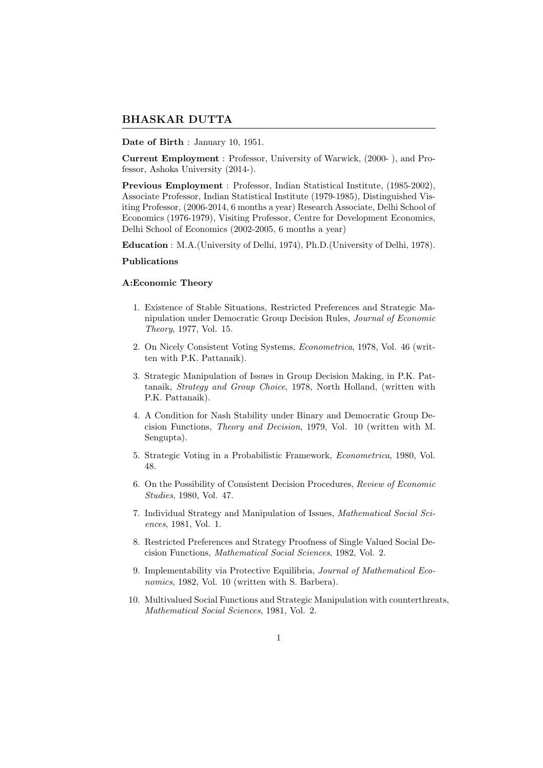## BHASKAR DUTTA

**Date of Birth** : January 10, 1951.

**Current Employment** : Professor, University of Warwick, (2000- ), and Professor, Ashoka University (2014-).

**Previous Employment** : Professor, Indian Statistical Institute, (1985-2002), Associate Professor, Indian Statistical Institute (1979-1985), Distinguished Visiting Professor, (2006-2014, 6 months a year) Research Associate, Delhi School of Economics (1976-1979), Visiting Professor, Centre for Development Economics, Delhi School of Economics (2002-2005, 6 months a year)

**Education** : M.A.(University of Delhi, 1974), Ph.D.(University of Delhi, 1978).

**Publications**

**A:Economic Theory**

1. Existence of Stable Situations, Restricted Preferences and Strategic Manipulation under Democratic Group Decision Rules, *Journal of Economic Theory*, 1977, Vol. 15.
2. On Nicely Consistent Voting Systems, *Econometrica*, 1978, Vol. 46 (written with P.K. Pattanaik).
3. Strategic Manipulation of Issues in Group Decision Making, in P.K. Pattanaik, *Strategy and Group Choice*, 1978, North Holland, (written with P.K. Pattanaik).
4. A Condition for Nash Stability under Binary and Democratic Group Decision Functions, *Theory and Decision*, 1979, Vol. 10 (written with M. Sengupta).
5. Strategic Voting in a Probabilistic Framework, *Econometrica*, 1980, Vol. 48.
6. On the Possibility of Consistent Decision Procedures, *Review of Economic Studies*, 1980, Vol. 47.
7. Individual Strategy and Manipulation of Issues, *Mathematical Social Sciences*, 1981, Vol. 1.
8. Restricted Preferences and Strategy Proofness of Single Valued Social Decision Functions, *Mathematical Social Sciences*, 1982, Vol. 2.
9. Implementability via Protective Equilibria, *Journal of Mathematical Economics*, 1982, Vol. 10 (written with S. Barbera).
10. Multivalued Social Functions and Strategic Manipulation with counterthreats, *Mathematical Social Sciences*, 1981, Vol. 2.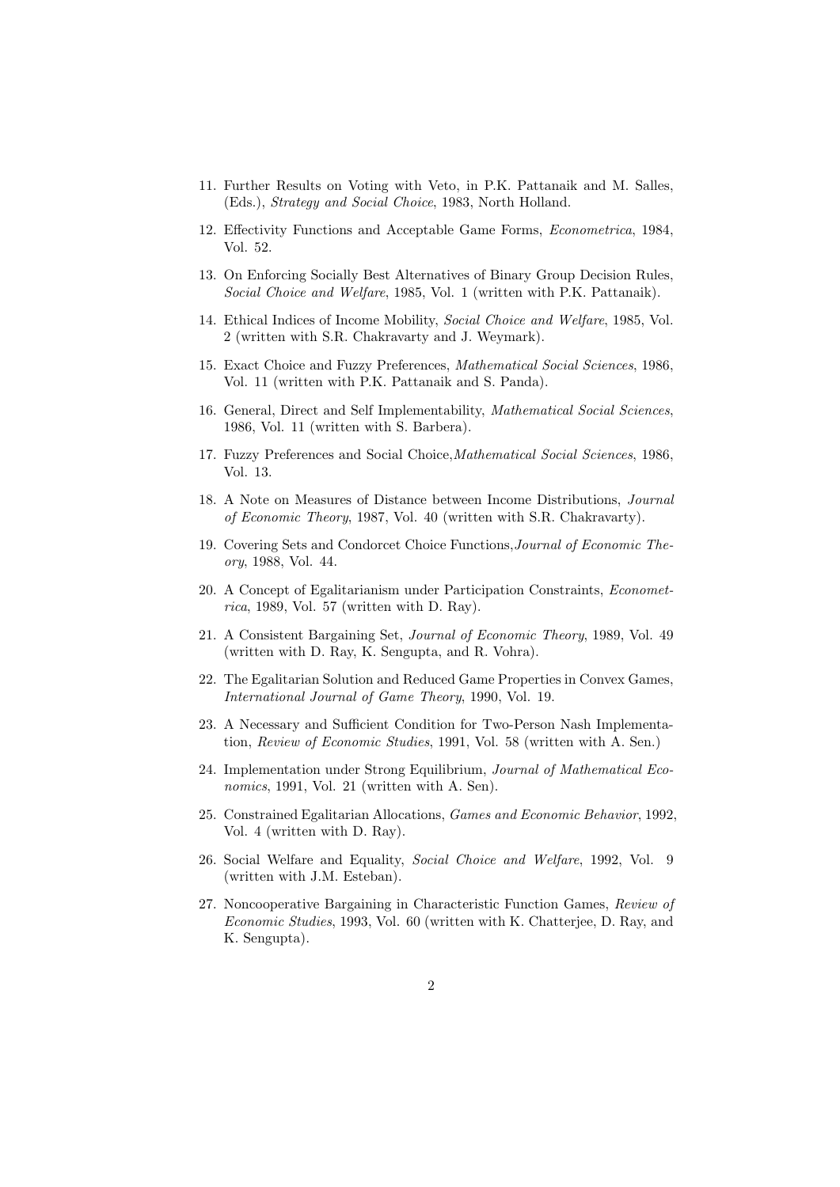11. Further Results on Voting with Veto, in P.K. Pattanaik and M. Salles, (Eds.), *Strategy and Social Choice*, 1983, North Holland.

12. Effectivity Functions and Acceptable Game Forms, *Econometrica*, 1984, Vol. 52.

13. On Enforcing Socially Best Alternatives of Binary Group Decision Rules, *Social Choice and Welfare*, 1985, Vol. 1 (written with P.K. Pattanaik).

14. Ethical Indices of Income Mobility, *Social Choice and Welfare*, 1985, Vol. 2 (written with S.R. Chakravarty and J. Weymark).

15. Exact Choice and Fuzzy Preferences, *Mathematical Social Sciences*, 1986, Vol. 11 (written with P.K. Pattanaik and S. Panda).

16. General, Direct and Self Implementability, *Mathematical Social Sciences*, 1986, Vol. 11 (written with S. Barbera).

17. Fuzzy Preferences and Social Choice,*Mathematical Social Sciences*, 1986, Vol. 13.

18. A Note on Measures of Distance between Income Distributions, *Journal of Economic Theory*, 1987, Vol. 40 (written with S.R. Chakravarty).

19. Covering Sets and Condorcet Choice Functions,*Journal of Economic Theory*, 1988, Vol. 44.

20. A Concept of Egalitarianism under Participation Constraints, *Econometrica*, 1989, Vol. 57 (written with D. Ray).

21. A Consistent Bargaining Set, *Journal of Economic Theory*, 1989, Vol. 49 (written with D. Ray, K. Sengupta, and R. Vohra).

22. The Egalitarian Solution and Reduced Game Properties in Convex Games, *International Journal of Game Theory*, 1990, Vol. 19.

23. A Necessary and Sufficient Condition for Two-Person Nash Implementation, *Review of Economic Studies*, 1991, Vol. 58 (written with A. Sen.)

24. Implementation under Strong Equilibrium, *Journal of Mathematical Economics*, 1991, Vol. 21 (written with A. Sen).

25. Constrained Egalitarian Allocations, *Games and Economic Behavior*, 1992, Vol. 4 (written with D. Ray).

26. Social Welfare and Equality, *Social Choice and Welfare*, 1992, Vol. 9 (written with J.M. Esteban).

27. Noncooperative Bargaining in Characteristic Function Games, *Review of Economic Studies*, 1993, Vol. 60 (written with K. Chatterjee, D. Ray, and K. Sengupta).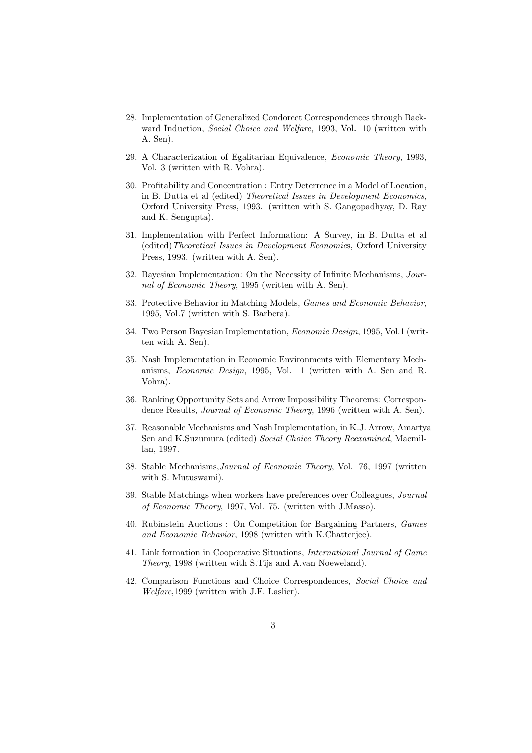28. Implementation of Generalized Condorcet Correspondences through Backward Induction, *Social Choice and Welfare*, 1993, Vol. 10 (written with A. Sen).

29. A Characterization of Egalitarian Equivalence, *Economic Theory*, 1993, Vol. 3 (written with R. Vohra).

30. Profitability and Concentration : Entry Deterrence in a Model of Location, in B. Dutta et al (edited) *Theoretical Issues in Development Economics*, Oxford University Press, 1993. (written with S. Gangopadhyay, D. Ray and K. Sengupta).

31. Implementation with Perfect Information: A Survey, in B. Dutta et al (edited) *Theoretical Issues in Development Economics*, Oxford University Press, 1993. (written with A. Sen).

32. Bayesian Implementation: On the Necessity of Infinite Mechanisms, *Journal of Economic Theory*, 1995 (written with A. Sen).

33. Protective Behavior in Matching Models, *Games and Economic Behavior*, 1995, Vol.7 (written with S. Barbera).

34. Two Person Bayesian Implementation, *Economic Design*, 1995, Vol.1 (written with A. Sen).

35. Nash Implementation in Economic Environments with Elementary Mechanisms, *Economic Design*, 1995, Vol. 1 (written with A. Sen and R. Vohra).

36. Ranking Opportunity Sets and Arrow Impossibility Theorems: Correspondence Results, *Journal of Economic Theory*, 1996 (written with A. Sen).

37. Reasonable Mechanisms and Nash Implementation, in K.J. Arrow, Amartya Sen and K.Suzumura (edited) *Social Choice Theory Reexamined*, Macmillan, 1997.

38. Stable Mechanisms, *Journal of Economic Theory*, Vol. 76, 1997 (written with S. Mutuswami).

39. Stable Matchings when workers have preferences over Colleagues, *Journal of Economic Theory*, 1997, Vol. 75. (written with J.Masso).

40. Rubinstein Auctions : On Competition for Bargaining Partners, *Games and Economic Behavior*, 1998 (written with K.Chatterjee).

41. Link formation in Cooperative Situations, *International Journal of Game Theory*, 1998 (written with S.Tijs and A.van Noeweland).

42. Comparison Functions and Choice Correspondences, *Social Choice and Welfare*,1999 (written with J.F. Laslier).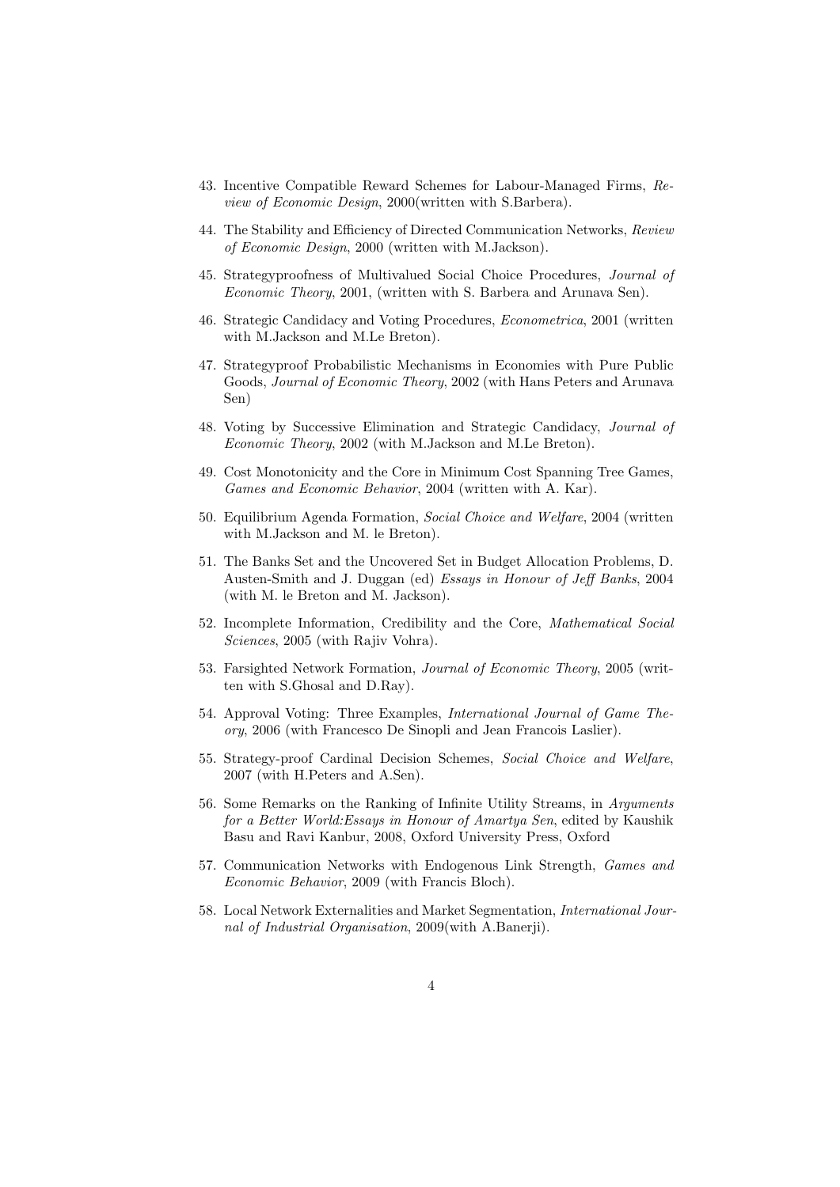43. Incentive Compatible Reward Schemes for Labour-Managed Firms, *Review of Economic Design*, 2000(written with S.Barbera).

44. The Stability and Efficiency of Directed Communication Networks, *Review of Economic Design*, 2000 (written with M.Jackson).

45. Strategyproofness of Multivalued Social Choice Procedures, *Journal of Economic Theory*, 2001, (written with S. Barbera and Arunava Sen).

46. Strategic Candidacy and Voting Procedures, *Econometrica*, 2001 (written with M.Jackson and M.Le Breton).

47. Strategyproof Probabilistic Mechanisms in Economies with Pure Public Goods, *Journal of Economic Theory*, 2002 (with Hans Peters and Arunava Sen)

48. Voting by Successive Elimination and Strategic Candidacy, *Journal of Economic Theory*, 2002 (with M.Jackson and M.Le Breton).

49. Cost Monotonicity and the Core in Minimum Cost Spanning Tree Games, *Games and Economic Behavior*, 2004 (written with A. Kar).

50. Equilibrium Agenda Formation, *Social Choice and Welfare*, 2004 (written with M.Jackson and M. le Breton).

51. The Banks Set and the Uncovered Set in Budget Allocation Problems, D. Austen-Smith and J. Duggan (ed) *Essays in Honour of Jeff Banks*, 2004 (with M. le Breton and M. Jackson).

52. Incomplete Information, Credibility and the Core, *Mathematical Social Sciences*, 2005 (with Rajiv Vohra).

53. Farsighted Network Formation, *Journal of Economic Theory*, 2005 (written with S.Ghosal and D.Ray).

54. Approval Voting: Three Examples, *International Journal of Game Theory*, 2006 (with Francesco De Sinopli and Jean Francois Laslier).

55. Strategy-proof Cardinal Decision Schemes, *Social Choice and Welfare*, 2007 (with H.Peters and A.Sen).

56. Some Remarks on the Ranking of Infinite Utility Streams, in *Arguments for a Better World:Essays in Honour of Amartya Sen*, edited by Kaushik Basu and Ravi Kanbur, 2008, Oxford University Press, Oxford

57. Communication Networks with Endogenous Link Strength, *Games and Economic Behavior*, 2009 (with Francis Bloch).

58. Local Network Externalities and Market Segmentation, *International Journal of Industrial Organisation*, 2009(with A.Banerji).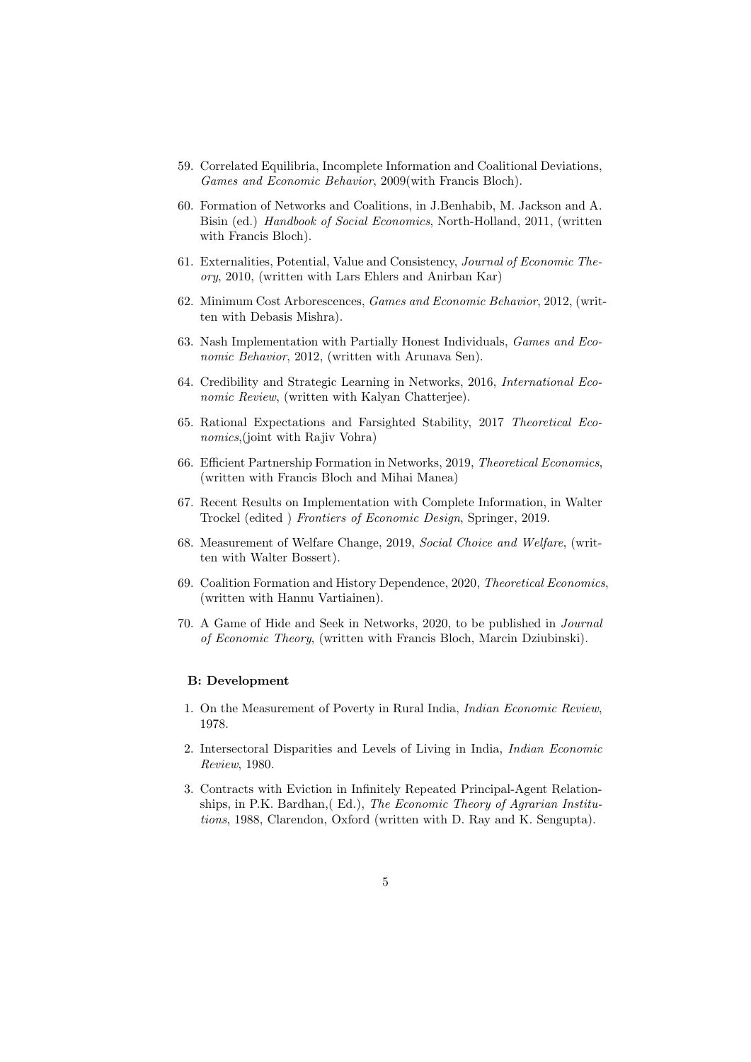59. Correlated Equilibria, Incomplete Information and Coalitional Deviations, *Games and Economic Behavior*, 2009(with Francis Bloch).

60. Formation of Networks and Coalitions, in J.Benhabib, M. Jackson and A. Bisin (ed.) *Handbook of Social Economics*, North-Holland, 2011, (written with Francis Bloch).

61. Externalities, Potential, Value and Consistency, *Journal of Economic Theory*, 2010, (written with Lars Ehlers and Anirban Kar)

62. Minimum Cost Arborescences, *Games and Economic Behavior*, 2012, (written with Debasis Mishra).

63. Nash Implementation with Partially Honest Individuals, *Games and Economic Behavior*, 2012, (written with Arunava Sen).

64. Credibility and Strategic Learning in Networks, 2016, *International Economic Review*, (written with Kalyan Chatterjee).

65. Rational Expectations and Farsighted Stability, 2017 *Theoretical Economics*,(joint with Rajiv Vohra)

66. Efficient Partnership Formation in Networks, 2019, *Theoretical Economics*, (written with Francis Bloch and Mihai Manea)

67. Recent Results on Implementation with Complete Information, in Walter Trockel (edited ) *Frontiers of Economic Design*, Springer, 2019.

68. Measurement of Welfare Change, 2019, *Social Choice and Welfare*, (written with Walter Bossert).

69. Coalition Formation and History Dependence, 2020, *Theoretical Economics*, (written with Hannu Vartiainen).

70. A Game of Hide and Seek in Networks, 2020, to be published in *Journal of Economic Theory*, (written with Francis Bloch, Marcin Dziubinski).

**B: Development**

1. On the Measurement of Poverty in Rural India, *Indian Economic Review*, 1978.

2. Intersectoral Disparities and Levels of Living in India, *Indian Economic Review*, 1980.

3. Contracts with Eviction in Infinitely Repeated Principal-Agent Relationships, in P.K. Bardhan,( Ed.), *The Economic Theory of Agrarian Institutions*, 1988, Clarendon, Oxford (written with D. Ray and K. Sengupta).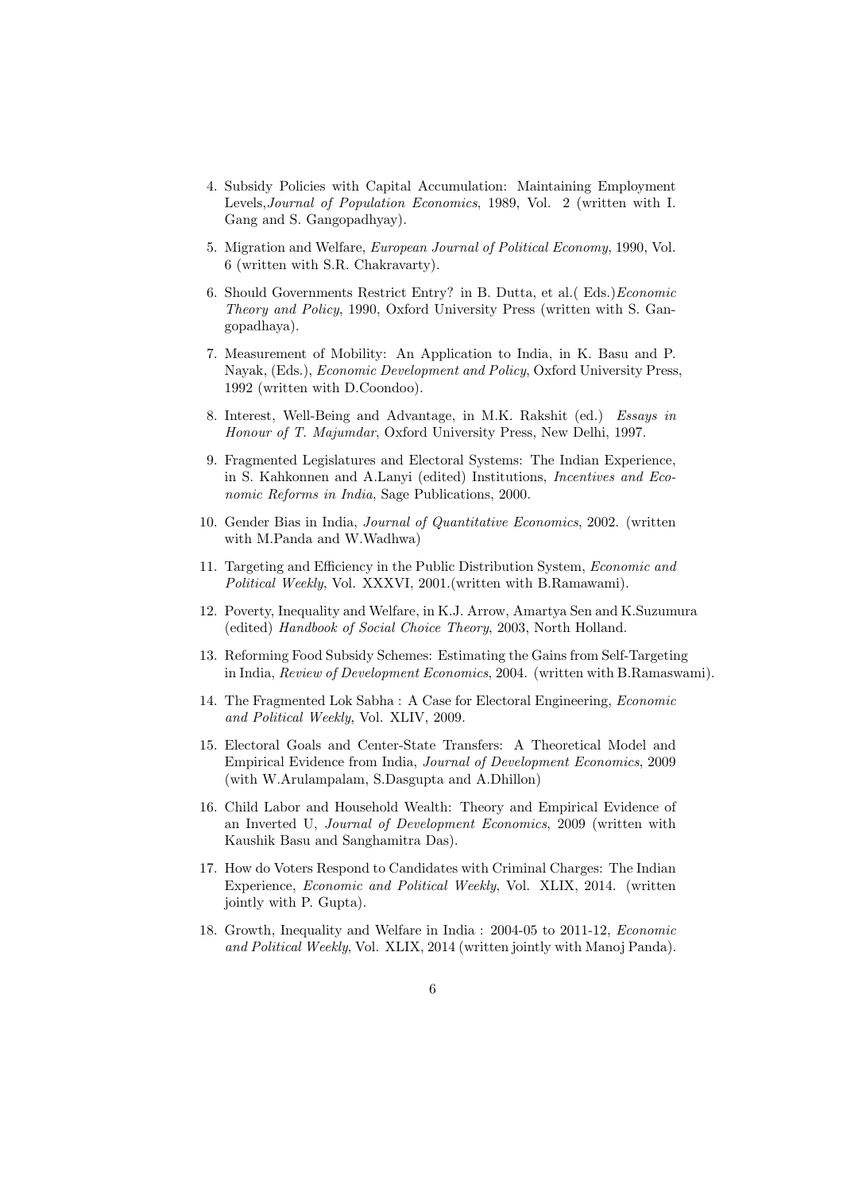4. Subsidy Policies with Capital Accumulation: Maintaining Employment Levels,*Journal of Population Economics*, 1989, Vol. 2 (written with I. Gang and S. Gangopadhyay).

5. Migration and Welfare, *European Journal of Political Economy*, 1990, Vol. 6 (written with S.R. Chakravarty).

6. Should Governments Restrict Entry? in B. Dutta, et al.( Eds.)*Economic Theory and Policy*, 1990, Oxford University Press (written with S. Gangopadhaya).

7. Measurement of Mobility: An Application to India, in K. Basu and P. Nayak, (Eds.), *Economic Development and Policy*, Oxford University Press, 1992 (written with D.Coondoo).

8. Interest, Well-Being and Advantage, in M.K. Rakshit (ed.) *Essays in Honour of T. Majumdar*, Oxford University Press, New Delhi, 1997.

9. Fragmented Legislatures and Electoral Systems: The Indian Experience, in S. Kahkonnen and A.Lanyi (edited) Institutions, *Incentives and Economic Reforms in India*, Sage Publications, 2000.

10. Gender Bias in India, *Journal of Quantitative Economics*, 2002. (written with M.Panda and W.Wadhwa)

11. Targeting and Efficiency in the Public Distribution System, *Economic and Political Weekly*, Vol. XXXVI, 2001.(written with B.Ramawami).

12. Poverty, Inequality and Welfare, in K.J. Arrow, Amartya Sen and K.Suzumura (edited) *Handbook of Social Choice Theory*, 2003, North Holland.

13. Reforming Food Subsidy Schemes: Estimating the Gains from Self-Targeting in India, *Review of Development Economics*, 2004. (written with B.Ramaswami).

14. The Fragmented Lok Sabha : A Case for Electoral Engineering, *Economic and Political Weekly*, Vol. XLIV, 2009.

15. Electoral Goals and Center-State Transfers: A Theoretical Model and Empirical Evidence from India, *Journal of Development Economics*, 2009 (with W.Arulampalam, S.Dasgupta and A.Dhillon)

16. Child Labor and Household Wealth: Theory and Empirical Evidence of an Inverted U, *Journal of Development Economics*, 2009 (written with Kaushik Basu and Sanghamitra Das).

17. How do Voters Respond to Candidates with Criminal Charges: The Indian Experience, *Economic and Political Weekly*, Vol. XLIX, 2014. (written jointly with P. Gupta).

18. Growth, Inequality and Welfare in India : 2004-05 to 2011-12, *Economic and Political Weekly*, Vol. XLIX, 2014 (written jointly with Manoj Panda).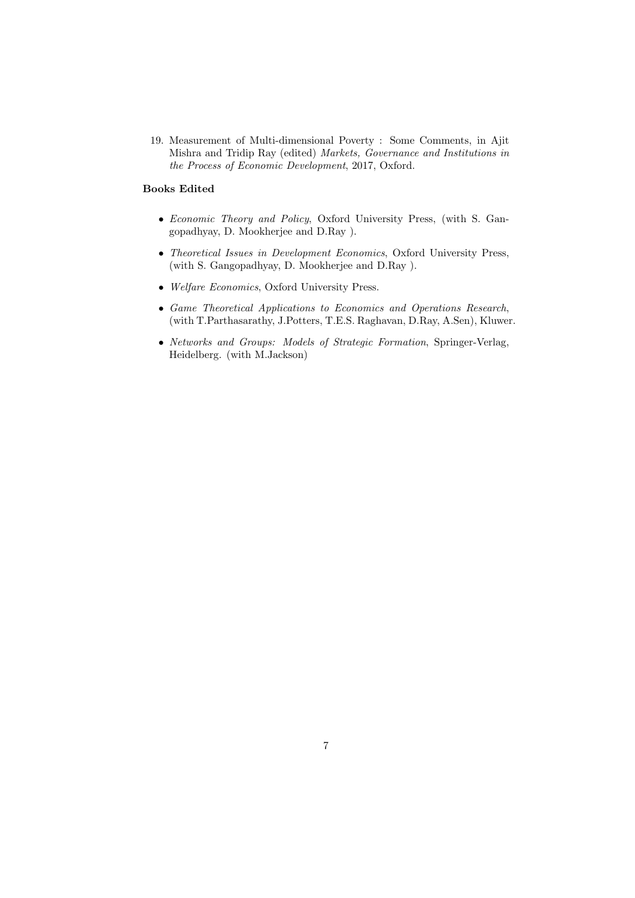19. Measurement of Multi-dimensional Poverty : Some Comments, in Ajit Mishra and Tridip Ray (edited) *Markets, Governance and Institutions in the Process of Economic Development*, 2017, Oxford.

**Books Edited**

- *Economic Theory and Policy*, Oxford University Press, (with S. Gangopadhyay, D. Mookherjee and D.Ray ).
- *Theoretical Issues in Development Economics*, Oxford University Press, (with S. Gangopadhyay, D. Mookherjee and D.Ray ).
- *Welfare Economics*, Oxford University Press.
- *Game Theoretical Applications to Economics and Operations Research*, (with T.Parthasarathy, J.Potters, T.E.S. Raghavan, D.Ray, A.Sen), Kluwer.
- *Networks and Groups: Models of Strategic Formation*, Springer-Verlag, Heidelberg. (with M.Jackson)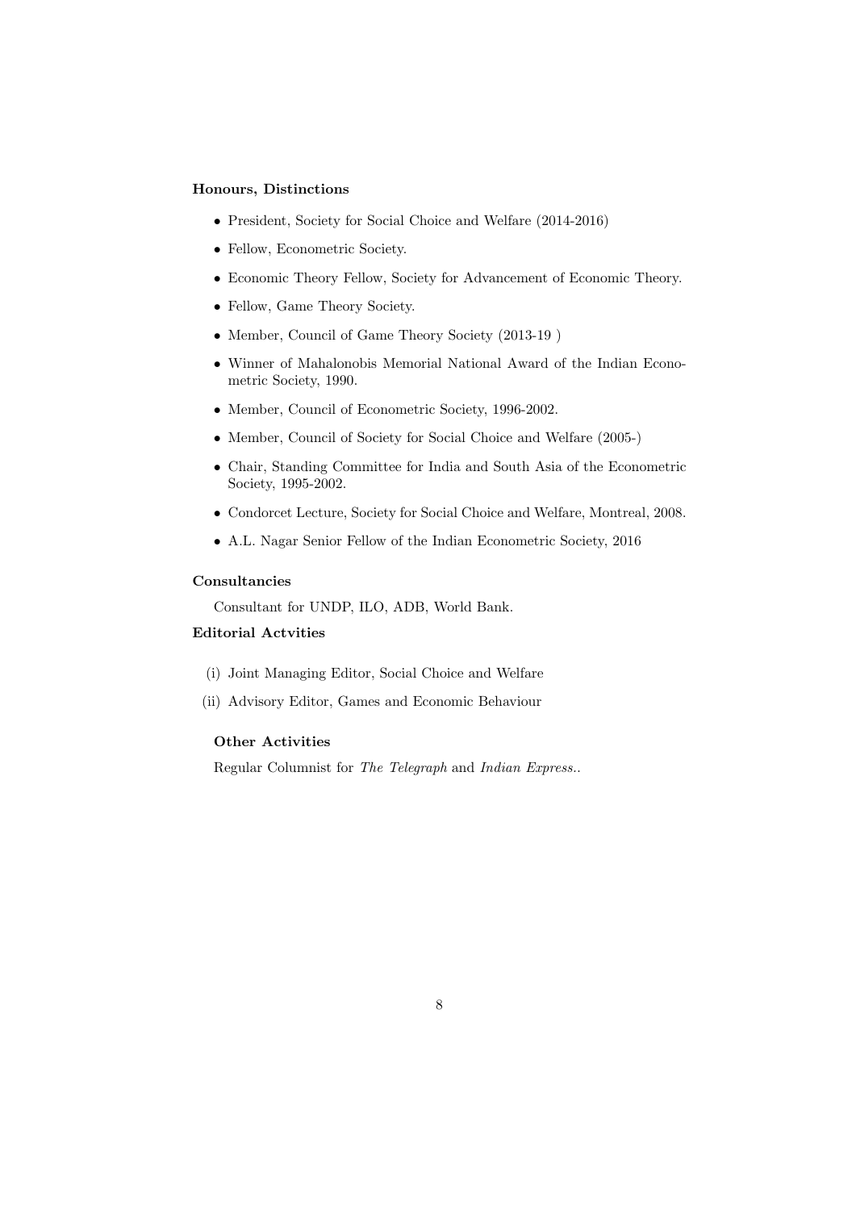### Honours, Distinctions

- President, Society for Social Choice and Welfare (2014-2016)
- Fellow, Econometric Society.
- Economic Theory Fellow, Society for Advancement of Economic Theory.
- Fellow, Game Theory Society.
- Member, Council of Game Theory Society (2013-19 )
- Winner of Mahalonobis Memorial National Award of the Indian Econometric Society, 1990.
- Member, Council of Econometric Society, 1996-2002.
- Member, Council of Society for Social Choice and Welfare (2005-)
- Chair, Standing Committee for India and South Asia of the Econometric Society, 1995-2002.
- Condorcet Lecture, Society for Social Choice and Welfare, Montreal, 2008.
- A.L. Nagar Senior Fellow of the Indian Econometric Society, 2016

### Consultancies

Consultant for UNDP, ILO, ADB, World Bank.

### Editorial Actvities

(i) Joint Managing Editor, Social Choice and Welfare

(ii) Advisory Editor, Games and Economic Behaviour

### Other Activities

Regular Columnist for *The Telegraph* and *Indian Express*..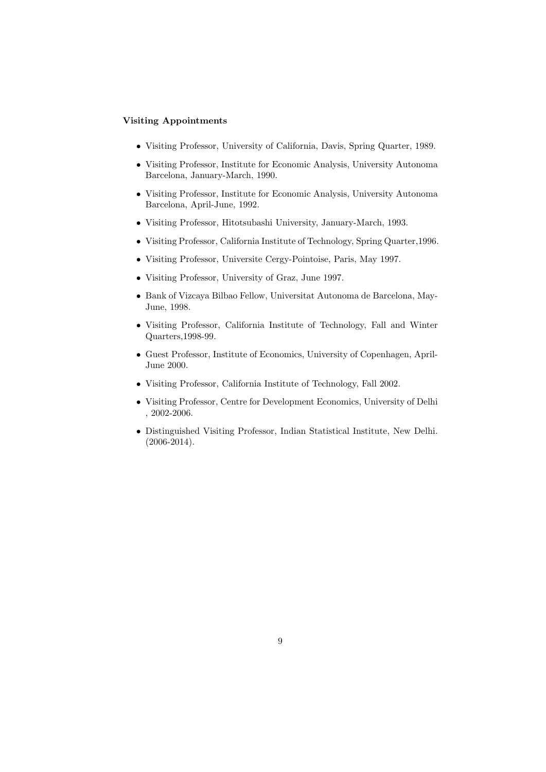**Visiting Appointments**

- Visiting Professor, University of California, Davis, Spring Quarter, 1989.
- Visiting Professor, Institute for Economic Analysis, University Autonoma Barcelona, January-March, 1990.
- Visiting Professor, Institute for Economic Analysis, University Autonoma Barcelona, April-June, 1992.
- Visiting Professor, Hitotsubashi University, January-March, 1993.
- Visiting Professor, California Institute of Technology, Spring Quarter,1996.
- Visiting Professor, Universite Cergy-Pointoise, Paris, May 1997.
- Visiting Professor, University of Graz, June 1997.
- Bank of Vizcaya Bilbao Fellow, Universitat Autonoma de Barcelona, May-June, 1998.
- Visiting Professor, California Institute of Technology, Fall and Winter Quarters,1998-99.
- Guest Professor, Institute of Economics, University of Copenhagen, April-June 2000.
- Visiting Professor, California Institute of Technology, Fall 2002.
- Visiting Professor, Centre for Development Economics, University of Delhi , 2002-2006.
- Distinguished Visiting Professor, Indian Statistical Institute, New Delhi. (2006-2014).